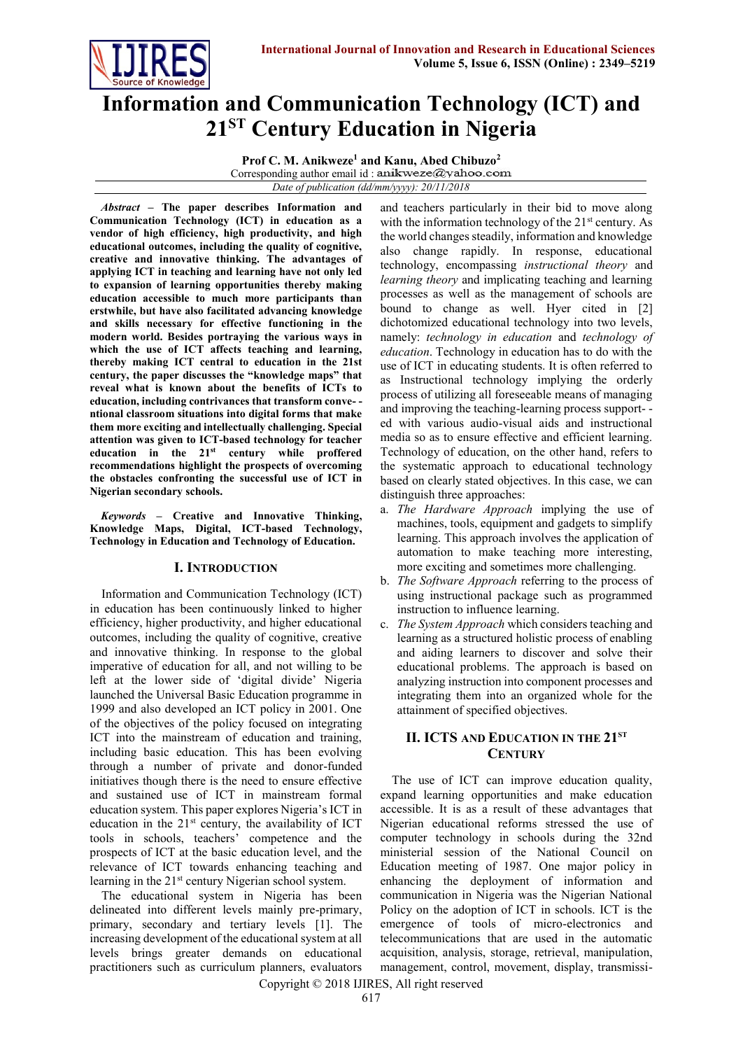# Information and Communication Technology (ICT) and 21ST Century Education in Nigeria

**Prof C. M. Anikweze[1] and Kanu, Abed Chibuzo[2]**

Corresponding author email id : anikweze@yahoo.com

*Date of publication (dd/mm/yyyy): 20/11/2018*

***Abstract* – The paper describes Information and Communication Technology (ICT) in education as a vendor of high efficiency, high productivity, and high educational outcomes, including the quality of cognitive, creative and innovative thinking. The advantages of applying ICT in teaching and learning have not only led to expansion of learning opportunities thereby making education accessible to much more participants than erstwhile, but have also facilitated advancing knowledge and skills necessary for effective functioning in the modern world. Besides portraying the various ways in which the use of ICT affects teaching and learning, thereby making ICT central to education in the 21st century, the paper discusses the "knowledge maps" that reveal what is known about the benefits of ICTs to education, including contrivances that transform conventional classroom situations into digital forms that make them more exciting and intellectually challenging. Special attention was given to ICT-based technology for teacher education in the 21st century while proffered recommendations highlight the prospects of overcoming the obstacles confronting the successful use of ICT in Nigerian secondary schools.**

***Keywords* – Creative and Innovative Thinking, Knowledge Maps, Digital, ICT-based Technology, Technology in Education and Technology of Education.**

## I. Introduction

Information and Communication Technology (ICT) in education has been continuously linked to higher efficiency, higher productivity, and higher educational outcomes, including the quality of cognitive, creative and innovative thinking. In response to the global imperative of education for all, and not willing to be left at the lower side of 'digital divide' Nigeria launched the Universal Basic Education programme in 1999 and also developed an ICT policy in 2001. One of the objectives of the policy focused on integrating ICT into the mainstream of education and training, including basic education. This has been evolving through a number of private and donor-funded initiatives though there is the need to ensure effective and sustained use of ICT in mainstream formal education system. This paper explores Nigeria's ICT in education in the 21st century, the availability of ICT tools in schools, teachers' competence and the prospects of ICT at the basic education level, and the relevance of ICT towards enhancing teaching and learning in the 21st century Nigerian school system.

The educational system in Nigeria has been delineated into different levels mainly pre-primary, primary, secondary and tertiary levels [1]. The increasing development of the educational system at all levels brings greater demands on educational practitioners such as curriculum planners, evaluators and teachers particularly in their bid to move along with the information technology of the 21st century. As the world changes steadily, information and knowledge also change rapidly. In response, educational technology, encompassing *instructional theory* and *learning theory* and implicating teaching and learning processes as well as the management of schools are bound to change as well. Hyer cited in [2] dichotomized educational technology into two levels, namely: *technology in education* and *technology of education*. Technology in education has to do with the use of ICT in educating students. It is often referred to as Instructional technology implying the orderly process of utilizing all foreseeable means of managing and improving the teaching-learning process supported with various audio-visual aids and instructional media so as to ensure effective and efficient learning. Technology of education, on the other hand, refers to the systematic approach to educational technology based on clearly stated objectives. In this case, we can distinguish three approaches:

a. *The Hardware Approach* implying the use of machines, tools, equipment and gadgets to simplify learning. This approach involves the application of automation to make teaching more interesting, more exciting and sometimes more challenging.
b. *The Software Approach* referring to the process of using instructional package such as programmed instruction to influence learning.
c. *The System Approach* which considers teaching and learning as a structured holistic process of enabling and aiding learners to discover and solve their educational problems. The approach is based on analyzing instruction into component processes and integrating them into an organized whole for the attainment of specified objectives.

## II. ICTs and Education in the 21ST Century

The use of ICT can improve education quality, expand learning opportunities and make education accessible. It is as a result of these advantages that Nigerian educational reforms stressed the use of computer technology in schools during the 32nd ministerial session of the National Council on Education meeting of 1987. One major policy in enhancing the deployment of information and communication in Nigeria was the Nigerian National Policy on the adoption of ICT in schools. ICT is the emergence of tools of micro-electronics and telecommunications that are used in the automatic acquisition, analysis, storage, retrieval, manipulation, management, control, movement, display, transmissi-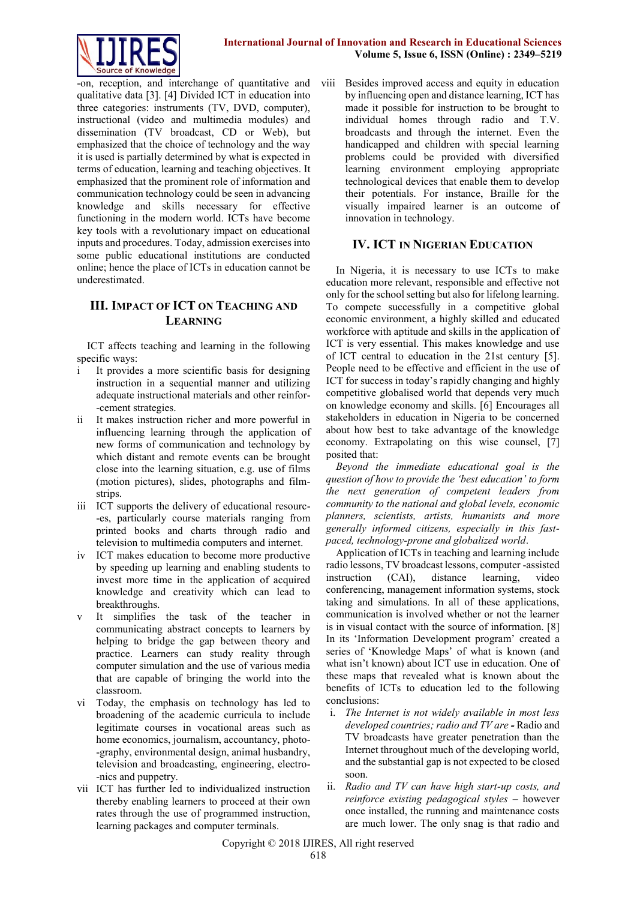-on, reception, and interchange of quantitative and qualitative data [3]. [4] Divided ICT in education into three categories: instruments (TV, DVD, computer), instructional (video and multimedia modules) and dissemination (TV broadcast, CD or Web), but emphasized that the choice of technology and the way it is used is partially determined by what is expected in terms of education, learning and teaching objectives. It emphasized that the prominent role of information and communication technology could be seen in advancing knowledge and skills necessary for effective functioning in the modern world. ICTs have become key tools with a revolutionary impact on educational inputs and procedures. Today, admission exercises into some public educational institutions are conducted online; hence the place of ICTs in education cannot be underestimated.

## III. Impact of ICT on Teaching and Learning

ICT affects teaching and learning in the following specific ways:

- i It provides a more scientific basis for designing instruction in a sequential manner and utilizing adequate instructional materials and other reinforcement strategies.
- ii It makes instruction richer and more powerful in influencing learning through the application of new forms of communication and technology by which distant and remote events can be brought close into the learning situation, e.g. use of films (motion pictures), slides, photographs and film-strips.
- iii ICT supports the delivery of educational resources, particularly course materials ranging from printed books and charts through radio and television to multimedia computers and internet.
- iv ICT makes education to become more productive by speeding up learning and enabling students to invest more time in the application of acquired knowledge and creativity which can lead to breakthroughs.
- v It simplifies the task of the teacher in communicating abstract concepts to learners by helping to bridge the gap between theory and practice. Learners can study reality through computer simulation and the use of various media that are capable of bringing the world into the classroom.
- vi Today, the emphasis on technology has led to broadening of the academic curricula to include legitimate courses in vocational areas such as home economics, journalism, accountancy, photography, environmental design, animal husbandry, television and broadcasting, engineering, electronics and puppetry.
- vii ICT has further led to individualized instruction thereby enabling learners to proceed at their own rates through the use of programmed instruction, learning packages and computer terminals.
- viii Besides improved access and equity in education by influencing open and distance learning, ICT has made it possible for instruction to be brought to individual homes through radio and T.V. broadcasts and through the internet. Even the handicapped and children with special learning problems could be provided with diversified learning environment employing appropriate technological devices that enable them to develop their potentials. For instance, Braille for the visually impaired learner is an outcome of innovation in technology.

## IV. ICT in Nigerian Education

In Nigeria, it is necessary to use ICTs to make education more relevant, responsible and effective not only for the school setting but also for lifelong learning. To compete successfully in a competitive global economic environment, a highly skilled and educated workforce with aptitude and skills in the application of ICT is very essential. This makes knowledge and use of ICT central to education in the 21st century [5]. People need to be effective and efficient in the use of ICT for success in today's rapidly changing and highly competitive globalised world that depends very much on knowledge economy and skills. [6] Encourages all stakeholders in education in Nigeria to be concerned about how best to take advantage of the knowledge economy. Extrapolating on this wise counsel, [7] posited that:

*Beyond the immediate educational goal is the question of how to provide the 'best education' to form the next generation of competent leaders from community to the national and global levels, economic planners, scientists, artists, humanists and more generally informed citizens, especially in this fast-paced, technology-prone and globalized world*.

Application of ICTs in teaching and learning include radio lessons, TV broadcast lessons, computer -assisted instruction (CAI), distance learning, video conferencing, management information systems, stock taking and simulations. In all of these applications, communication is involved whether or not the learner is in visual contact with the source of information. [8] In its 'Information Development program' created a series of 'Knowledge Maps' of what is known (and what isn't known) about ICT use in education. One of these maps that revealed what is known about the benefits of ICTs to education led to the following conclusions:

- i. *The Internet is not widely available in most less developed countries; radio and TV are* **-** Radio and TV broadcasts have greater penetration than the Internet throughout much of the developing world, and the substantial gap is not expected to be closed soon.
- ii. *Radio and TV can have high start-up costs, and reinforce existing pedagogical styles* – however once installed, the running and maintenance costs are much lower. The only snag is that radio and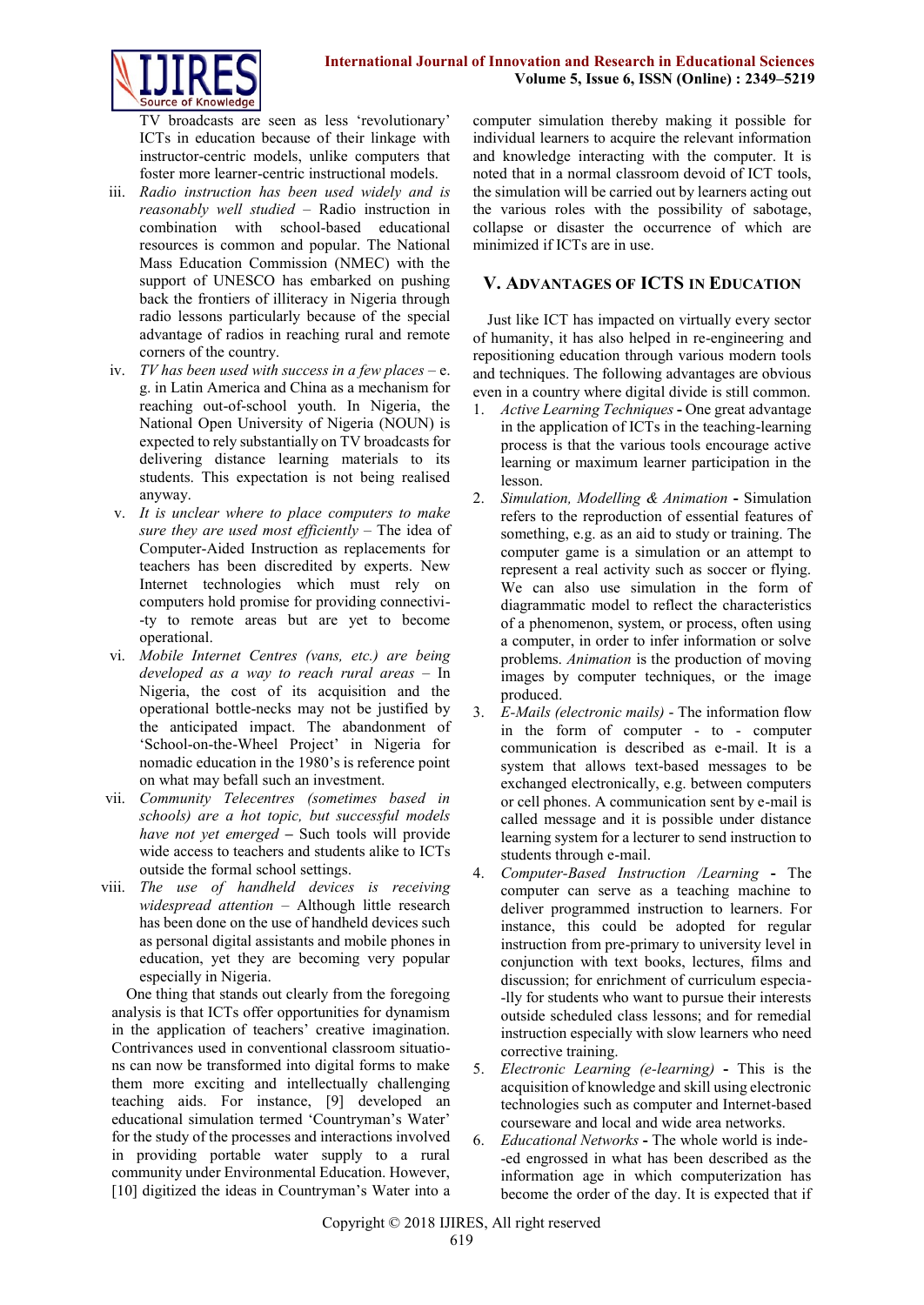TV broadcasts are seen as less 'revolutionary' ICTs in education because of their linkage with instructor-centric models, unlike computers that foster more learner-centric instructional models.

iii. *Radio instruction has been used widely and is reasonably well studied* – Radio instruction in combination with school-based educational resources is common and popular. The National Mass Education Commission (NMEC) with the support of UNESCO has embarked on pushing back the frontiers of illiteracy in Nigeria through radio lessons particularly because of the special advantage of radios in reaching rural and remote corners of the country.

iv. *TV has been used with success in a few places* – e. g. in Latin America and China as a mechanism for reaching out-of-school youth. In Nigeria, the National Open University of Nigeria (NOUN) is expected to rely substantially on TV broadcasts for delivering distance learning materials to its students. This expectation is not being realised anyway.

v. *It is unclear where to place computers to make sure they are used most efficiently* – The idea of Computer-Aided Instruction as replacements for teachers has been discredited by experts. New Internet technologies which must rely on computers hold promise for providing connectivity to remote areas but are yet to become operational.

vi. *Mobile Internet Centres (vans, etc.) are being developed as a way to reach rural areas* – In Nigeria, the cost of its acquisition and the operational bottle-necks may not be justified by the anticipated impact. The abandonment of 'School-on-the-Wheel Project' in Nigeria for nomadic education in the 1980's is reference point on what may befall such an investment.

vii. *Community Telecentres (sometimes based in schools) are a hot topic, but successful models have not yet emerged* **–** Such tools will provide wide access to teachers and students alike to ICTs outside the formal school settings.

viii. *The use of handheld devices is receiving widespread attention* – Although little research has been done on the use of handheld devices such as personal digital assistants and mobile phones in education, yet they are becoming very popular especially in Nigeria.

One thing that stands out clearly from the foregoing analysis is that ICTs offer opportunities for dynamism in the application of teachers' creative imagination. Contrivances used in conventional classroom situations can now be transformed into digital forms to make them more exciting and intellectually challenging teaching aids. For instance, [9] developed an educational simulation termed 'Countryman's Water' for the study of the processes and interactions involved in providing portable water supply to a rural community under Environmental Education. However, [10] digitized the ideas in Countryman's Water into a computer simulation thereby making it possible for individual learners to acquire the relevant information and knowledge interacting with the computer. It is noted that in a normal classroom devoid of ICT tools, the simulation will be carried out by learners acting out the various roles with the possibility of sabotage, collapse or disaster the occurrence of which are minimized if ICTs are in use.

## V. Advantages of ICTs in Education

Just like ICT has impacted on virtually every sector of humanity, it has also helped in re-engineering and repositioning education through various modern tools and techniques. The following advantages are obvious even in a country where digital divide is still common.

1. *Active Learning Techniques* **-** One great advantage in the application of ICTs in the teaching-learning process is that the various tools encourage active learning or maximum learner participation in the lesson.
2. *Simulation, Modelling & Animation* **-** Simulation refers to the reproduction of essential features of something, e.g. as an aid to study or training. The computer game is a simulation or an attempt to represent a real activity such as soccer or flying. We can also use simulation in the form of diagrammatic model to reflect the characteristics of a phenomenon, system, or process, often using a computer, in order to infer information or solve problems. *Animation* is the production of moving images by computer techniques, or the image produced.
3. *E-Mails (electronic mails)* - The information flow in the form of computer - to - computer communication is described as e-mail. It is a system that allows text-based messages to be exchanged electronically, e.g. between computers or cell phones. A communication sent by e-mail is called message and it is possible under distance learning system for a lecturer to send instruction to students through e-mail.
4. *Computer-Based Instruction /Learning* **-** The computer can serve as a teaching machine to deliver programmed instruction to learners. For instance, this could be adopted for regular instruction from pre-primary to university level in conjunction with text books, lectures, films and discussion; for enrichment of curriculum especially for students who want to pursue their interests outside scheduled class lessons; and for remedial instruction especially with slow learners who need corrective training.
5. *Electronic Learning (e-learning)* **-** This is the acquisition of knowledge and skill using electronic technologies such as computer and Internet-based courseware and local and wide area networks.
6. *Educational Networks* **-** The whole world is indeed engrossed in what has been described as the information age in which computerization has become the order of the day. It is expected that if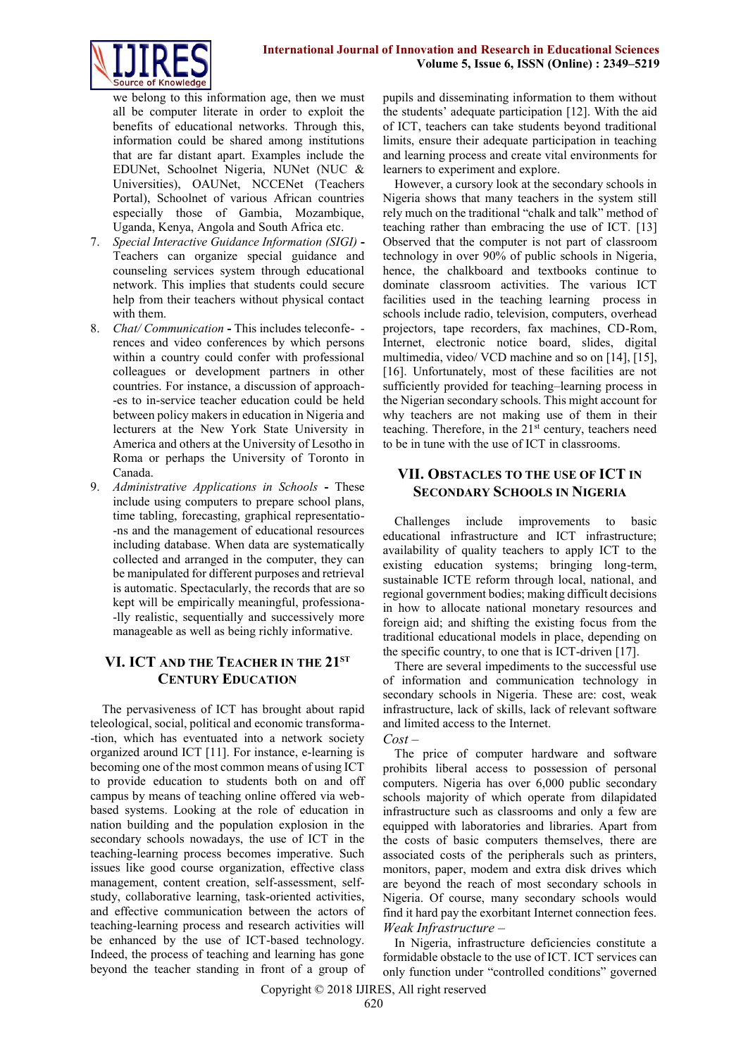we belong to this information age, then we must all be computer literate in order to exploit the benefits of educational networks. Through this, information could be shared among institutions that are far distant apart. Examples include the EDUNet, Schoolnet Nigeria, NUNet (NUC & Universities), OAUNet, NCCENet (Teachers Portal), Schoolnet of various African countries especially those of Gambia, Mozambique, Uganda, Kenya, Angola and South Africa etc.

7. *Special Interactive Guidance Information (SIGI)* **-** Teachers can organize special guidance and counseling services system through educational network. This implies that students could secure help from their teachers without physical contact with them.
8. *Chat/ Communication* **-** This includes teleconferences and video conferences by which persons within a country could confer with professional colleagues or development partners in other countries. For instance, a discussion of approaches to in-service teacher education could be held between policy makers in education in Nigeria and lecturers at the New York State University in America and others at the University of Lesotho in Roma or perhaps the University of Toronto in Canada.
9. *Administrative Applications in Schools* **-** These include using computers to prepare school plans, time tabling, forecasting, graphical representations and the management of educational resources including database. When data are systematically collected and arranged in the computer, they can be manipulated for different purposes and retrieval is automatic. Spectacularly, the records that are so kept will be empirically meaningful, professionally realistic, sequentially and successively more manageable as well as being richly informative.

## VI. ICT and the Teacher in the 21st Century Education

The pervasiveness of ICT has brought about rapid teleological, social, political and economic transformation, which has eventuated into a network society organized around ICT [11]. For instance, e-learning is becoming one of the most common means of using ICT to provide education to students both on and off campus by means of teaching online offered via web-based systems. Looking at the role of education in nation building and the population explosion in the secondary schools nowadays, the use of ICT in the teaching-learning process becomes imperative. Such issues like good course organization, effective class management, content creation, self-assessment, self-study, collaborative learning, task-oriented activities, and effective communication between the actors of teaching-learning process and research activities will be enhanced by the use of ICT-based technology. Indeed, the process of teaching and learning has gone beyond the teacher standing in front of a group of pupils and disseminating information to them without the students' adequate participation [12]. With the aid of ICT, teachers can take students beyond traditional limits, ensure their adequate participation in teaching and learning process and create vital environments for learners to experiment and explore.

However, a cursory look at the secondary schools in Nigeria shows that many teachers in the system still rely much on the traditional "chalk and talk" method of teaching rather than embracing the use of ICT. [13] Observed that the computer is not part of classroom technology in over 90% of public schools in Nigeria, hence, the chalkboard and textbooks continue to dominate classroom activities. The various ICT facilities used in the teaching learning process in schools include radio, television, computers, overhead projectors, tape recorders, fax machines, CD-Rom, Internet, electronic notice board, slides, digital multimedia, video/ VCD machine and so on [14], [15], [16]. Unfortunately, most of these facilities are not sufficiently provided for teaching–learning process in the Nigerian secondary schools. This might account for why teachers are not making use of them in their teaching. Therefore, in the 21st century, teachers need to be in tune with the use of ICT in classrooms.

## VII. Obstacles to the Use of ICT in Secondary Schools in Nigeria

Challenges include improvements to basic educational infrastructure and ICT infrastructure; availability of quality teachers to apply ICT to the existing education systems; bringing long-term, sustainable ICTE reform through local, national, and regional government bodies; making difficult decisions in how to allocate national monetary resources and foreign aid; and shifting the existing focus from the traditional educational models in place, depending on the specific country, to one that is ICT-driven [17].

There are several impediments to the successful use of information and communication technology in secondary schools in Nigeria. These are: cost, weak infrastructure, lack of skills, lack of relevant software and limited access to the Internet.

*Cost –*

The price of computer hardware and software prohibits liberal access to possession of personal computers. Nigeria has over 6,000 public secondary schools majority of which operate from dilapidated infrastructure such as classrooms and only a few are equipped with laboratories and libraries. Apart from the costs of basic computers themselves, there are associated costs of the peripherals such as printers, monitors, paper, modem and extra disk drives which are beyond the reach of most secondary schools in Nigeria. Of course, many secondary schools would find it hard pay the exorbitant Internet connection fees.

*Weak Infrastructure –*

In Nigeria, infrastructure deficiencies constitute a formidable obstacle to the use of ICT. ICT services can only function under "controlled conditions" governed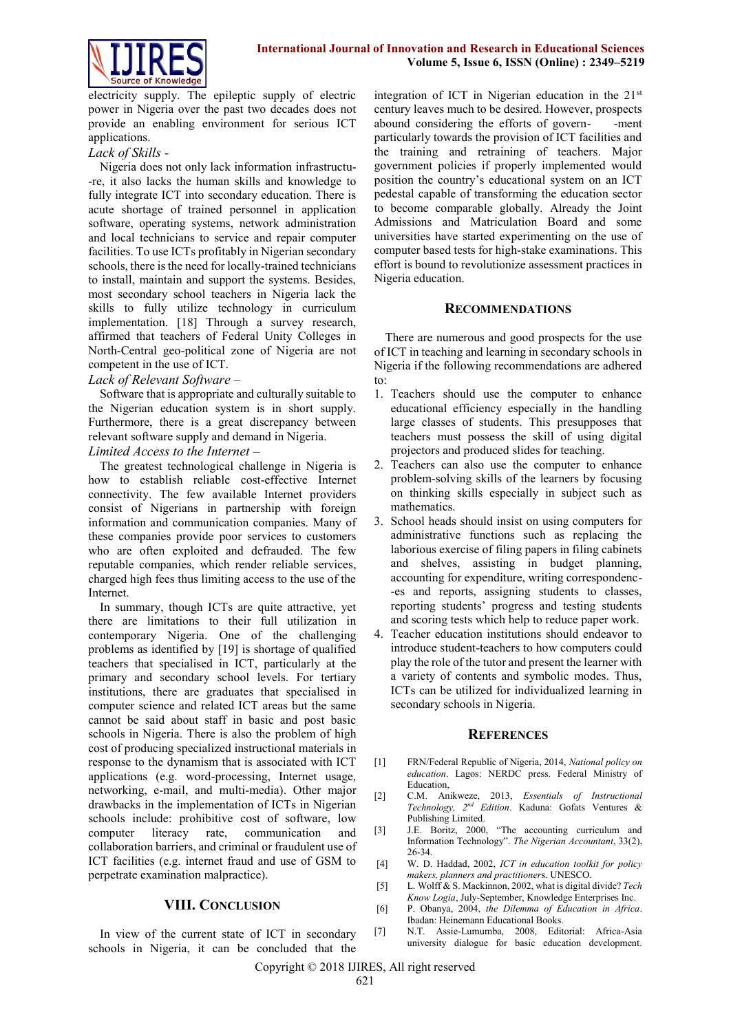electricity supply. The epileptic supply of electric power in Nigeria over the past two decades does not provide an enabling environment for serious ICT applications.

*Lack of Skills -*

Nigeria does not only lack information infrastructure, it also lacks the human skills and knowledge to fully integrate ICT into secondary education. There is acute shortage of trained personnel in application software, operating systems, network administration and local technicians to service and repair computer facilities. To use ICTs profitably in Nigerian secondary schools, there is the need for locally-trained technicians to install, maintain and support the systems. Besides, most secondary school teachers in Nigeria lack the skills to fully utilize technology in curriculum implementation. [18] Through a survey research, affirmed that teachers of Federal Unity Colleges in North-Central geo-political zone of Nigeria are not competent in the use of ICT.

*Lack of Relevant Software –*

Software that is appropriate and culturally suitable to the Nigerian education system is in short supply. Furthermore, there is a great discrepancy between relevant software supply and demand in Nigeria.

*Limited Access to the Internet –*

The greatest technological challenge in Nigeria is how to establish reliable cost-effective Internet connectivity. The few available Internet providers consist of Nigerians in partnership with foreign information and communication companies. Many of these companies provide poor services to customers who are often exploited and defrauded. The few reputable companies, which render reliable services, charged high fees thus limiting access to the use of the Internet.

In summary, though ICTs are quite attractive, yet there are limitations to their full utilization in contemporary Nigeria. One of the challenging problems as identified by [19] is shortage of qualified teachers that specialised in ICT, particularly at the primary and secondary school levels. For tertiary institutions, there are graduates that specialised in computer science and related ICT areas but the same cannot be said about staff in basic and post basic schools in Nigeria. There is also the problem of high cost of producing specialized instructional materials in response to the dynamism that is associated with ICT applications (e.g. word-processing, Internet usage, networking, e-mail, and multi-media). Other major drawbacks in the implementation of ICTs in Nigerian schools include: prohibitive cost of software, low computer literacy rate, communication and collaboration barriers, and criminal or fraudulent use of ICT facilities (e.g. internet fraud and use of GSM to perpetrate examination malpractice).

## VIII. Conclusion

In view of the current state of ICT in secondary schools in Nigeria, it can be concluded that the integration of ICT in Nigerian education in the 21st century leaves much to be desired. However, prospects abound considering the efforts of government particularly towards the provision of ICT facilities and the training and retraining of teachers. Major government policies if properly implemented would position the country's educational system on an ICT pedestal capable of transforming the education sector to become comparable globally. Already the Joint Admissions and Matriculation Board and some universities have started experimenting on the use of computer based tests for high-stake examinations. This effort is bound to revolutionize assessment practices in Nigeria education.

## Recommendations

There are numerous and good prospects for the use of ICT in teaching and learning in secondary schools in Nigeria if the following recommendations are adhered to:

1. Teachers should use the computer to enhance educational efficiency especially in the handling large classes of students. This presupposes that teachers must possess the skill of using digital projectors and produced slides for teaching.
2. Teachers can also use the computer to enhance problem-solving skills of the learners by focusing on thinking skills especially in subject such as mathematics.
3. School heads should insist on using computers for administrative functions such as replacing the laborious exercise of filing papers in filing cabinets and shelves, assisting in budget planning, accounting for expenditure, writing correspondences and reports, assigning students to classes, reporting students' progress and testing students and scoring tests which help to reduce paper work.
4. Teacher education institutions should endeavor to introduce student-teachers to how computers could play the role of the tutor and present the learner with a variety of contents and symbolic modes. Thus, ICTs can be utilized for individualized learning in secondary schools in Nigeria.

## References

[1] FRN/Federal Republic of Nigeria, 2014, *National policy on education*. Lagos: NERDC press. Federal Ministry of Education,

[2] C.M. Anikweze, 2013, *Essentials of Instructional Technology, 2nd Edition*. Kaduna: Gofats Ventures & Publishing Limited.

[3] J.E. Boritz, 2000, "The accounting curriculum and Information Technology". *The Nigerian Accountant*, 33(2), 26-34.

[4] W. D. Haddad, 2002, *ICT in education toolkit for policy makers, planners and practitioners*. UNESCO.

[5] L. Wolff & S. Mackinnon, 2002, what is digital divide? *Tech Know Logia*, July-September, Knowledge Enterprises Inc.

[6] P. Obanya, 2004, *the Dilemma of Education in Africa*. Ibadan: Heinemann Educational Books.

[7] N.T. Assie-Lumumba, 2008, Editorial: Africa-Asia university dialogue for basic education development.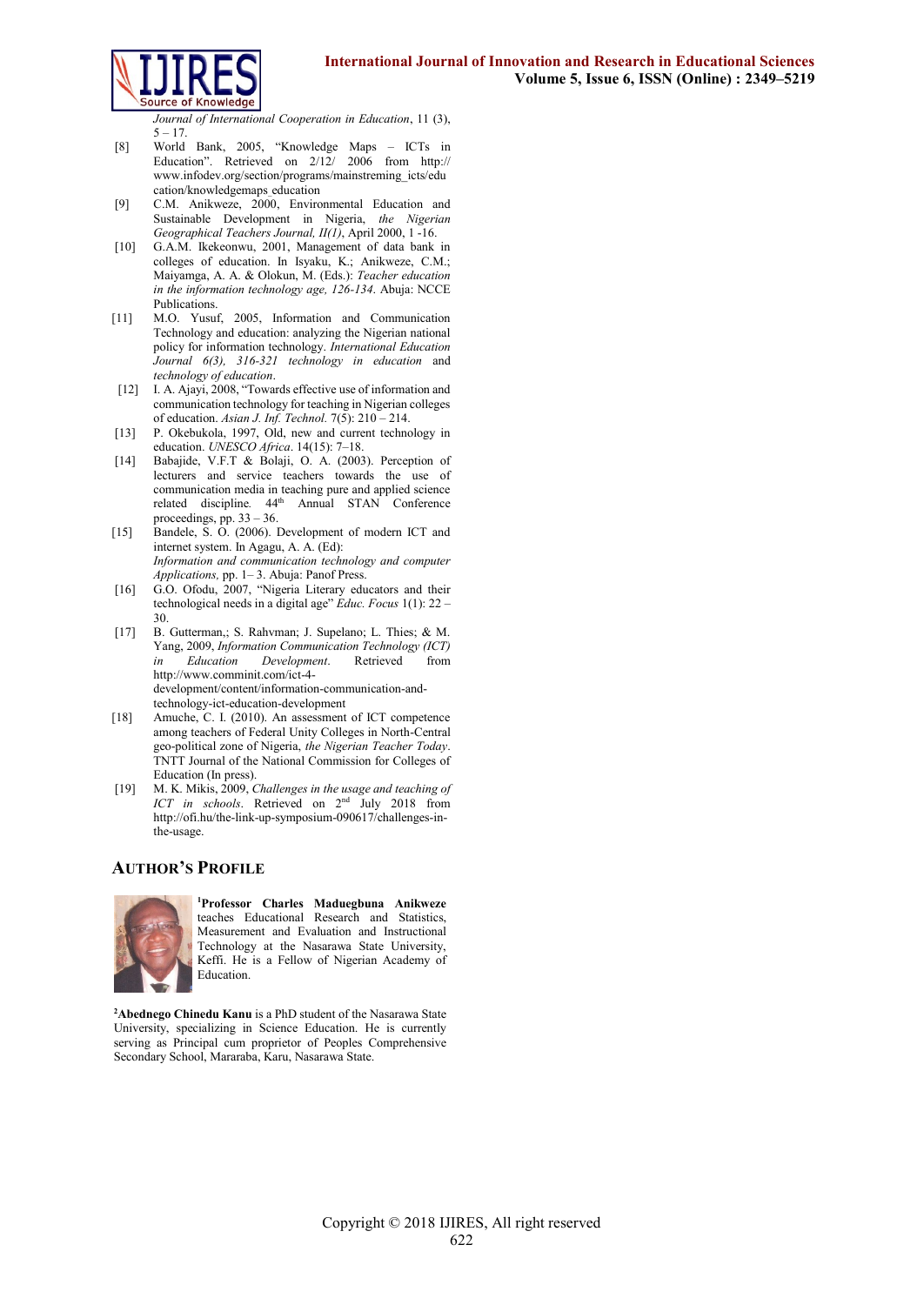*Journal of International Cooperation in Education*, 11 (3), 5 – 17.

[8] World Bank, 2005, "Knowledge Maps – ICTs in Education". Retrieved on 2/12/ 2006 from http:// www.infodev.org/section/programs/mainstreming_icts/education/knowledgemaps education

[9] C.M. Anikweze, 2000, Environmental Education and Sustainable Development in Nigeria, *the Nigerian Geographical Teachers Journal, II(1)*, April 2000, 1 -16.

[10] G.A.M. Ikekeonwu, 2001, Management of data bank in colleges of education. In Isyaku, K.; Anikweze, C.M.; Maiyamga, A. A. & Olokun, M. (Eds.): *Teacher education in the information technology age, 126-134*. Abuja: NCCE Publications.

[11] M.O. Yusuf, 2005, Information and Communication Technology and education: analyzing the Nigerian national policy for information technology. *International Education Journal 6(3), 316-321 technology in education* and *technology of education*.

[12] I. A. Ajayi, 2008, "Towards effective use of information and communication technology for teaching in Nigerian colleges of education. *Asian J. Inf. Technol.* 7(5): 210 – 214.

[13] P. Okebukola, 1997, Old, new and current technology in education. *UNESCO Africa*. 14(15): 7–18.

[14] Babajide, V.F.T & Bolaji, O. A. (2003). Perception of lecturers and service teachers towards the use of communication media in teaching pure and applied science related discipline. 44th Annual STAN Conference proceedings, pp. 33 – 36.

[15] Bandele, S. O. (2006). Development of modern ICT and internet system. In Agagu, A. A. (Ed): *Information and communication technology and computer Applications,* pp. 1– 3. Abuja: Panof Press.

[16] G.O. Ofodu, 2007, "Nigeria Literary educators and their technological needs in a digital age" *Educ. Focus* 1(1): 22 – 30.

[17] B. Gutterman,; S. Rahvman; J. Supelano; L. Thies; & M. Yang, 2009, *Information Communication Technology (ICT) in Education Development*. Retrieved from http://www.comminit.com/ict-4-development/content/information-communication-and-technology-ict-education-development

[18] Amuche, C. I. (2010). An assessment of ICT competence among teachers of Federal Unity Colleges in North-Central geo-political zone of Nigeria, *the Nigerian Teacher Today*. TNTT Journal of the National Commission for Colleges of Education (In press).

[19] M. K. Mikis, 2009, *Challenges in the usage and teaching of ICT in schools*. Retrieved on 2nd July 2018 from http://ofi.hu/the-link-up-symposium-090617/challenges-in-the-usage.

## Author's Profile

[1]**Professor Charles Maduegbuna Anikweze** teaches Educational Research and Statistics, Measurement and Evaluation and Instructional Technology at the Nasarawa State University, Keffi. He is a Fellow of Nigerian Academy of Education.

[2]**Abednego Chinedu Kanu** is a PhD student of the Nasarawa State University, specializing in Science Education. He is currently serving as Principal cum proprietor of Peoples Comprehensive Secondary School, Mararaba, Karu, Nasarawa State.